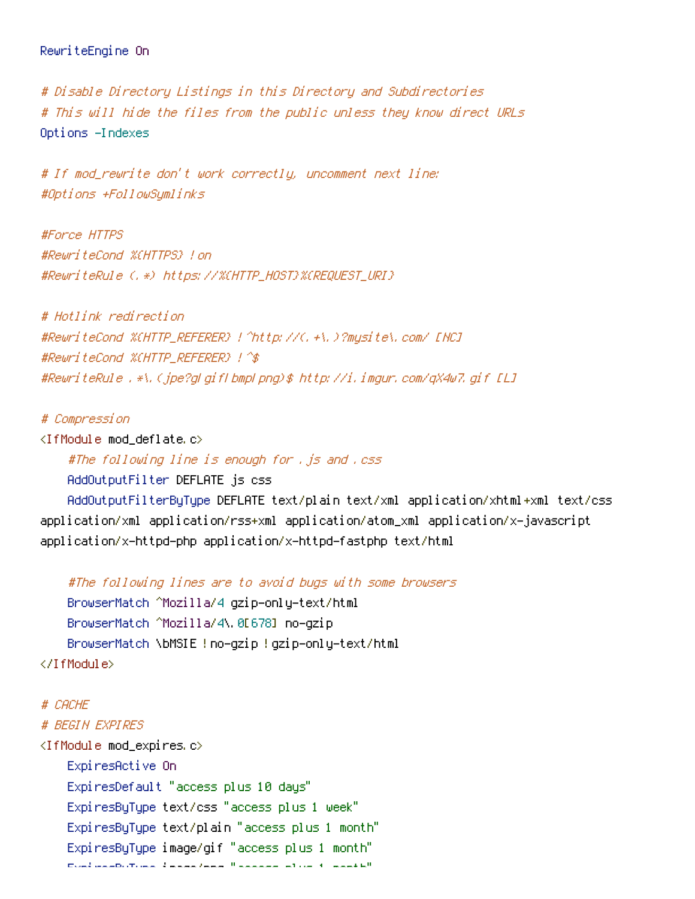```
RewriteEngine On

# Disable Directory Listings in this Directory and Subdirectories
# This will hide the files from the public unless they know direct URLs
Options -Indexes

# If mod_rewrite don't work correctly, uncomment next line:
#Options +FollowSymlinks

#Force HTTPS
#RewriteCond %{HTTPS} !on
#RewriteRule (.*) https://%{HTTP_HOST}%{REQUEST_URI}

# Hotlink redirection
#RewriteCond %{HTTP_REFERER} !^http://(.+\.)?mysite\.com/ [NC]
#RewriteCond %{HTTP_REFERER} !^$
#RewriteRule .*\.(jpe?g|gif|bmp|png)$ http://i.imgur.com/qX4w7.gif [L]

# Compression
<IfModule mod_deflate.c>
    #The following line is enough for .js and .css
    AddOutputFilter DEFLATE js css
    AddOutputFilterByType DEFLATE text/plain text/xml application/xhtml+xml text/css
application/xml application/rss+xml application/atom_xml application/x-javascript
application/x-httpd-php application/x-httpd-fastphp text/html

    #The following lines are to avoid bugs with some browsers
    BrowserMatch ^Mozilla/4 gzip-only-text/html
    BrowserMatch ^Mozilla/4\.0[678] no-gzip
    BrowserMatch \bMSIE !no-gzip !gzip-only-text/html
</IfModule>

# CACHE
# BEGIN EXPIRES
<IfModule mod_expires.c>
    ExpiresActive On
    ExpiresDefault "access plus 10 days"
    ExpiresByType text/css "access plus 1 week"
    ExpiresByType text/plain "access plus 1 month"
    ExpiresByType image/gif "access plus 1 month"
```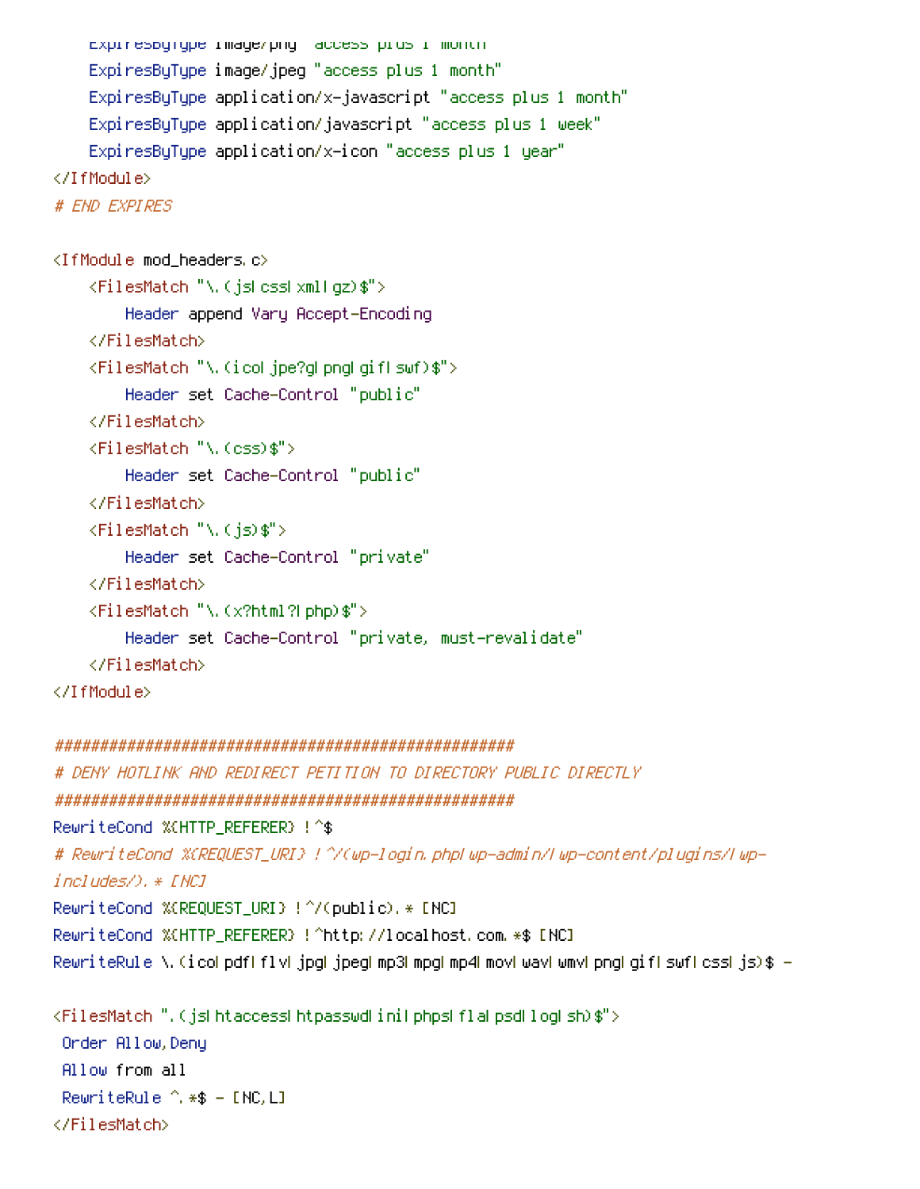```
    ExpiresByType image/png "access plus 1 month"
    ExpiresByType image/jpeg "access plus 1 month"
    ExpiresByType application/x-javascript "access plus 1 month"
    ExpiresByType application/javascript "access plus 1 week"
    ExpiresByType application/x-icon "access plus 1 year"
</IfModule>
# END EXPIRES

<IfModule mod_headers.c>
    <FilesMatch "\.(js|css|xml|gz)$">
        Header append Vary Accept-Encoding
    </FilesMatch>
    <FilesMatch "\.(ico|jpe?g|png|gif|swf)$">
        Header set Cache-Control "public"
    </FilesMatch>
    <FilesMatch "\.(css)$">
        Header set Cache-Control "public"
    </FilesMatch>
    <FilesMatch "\.(js)$">
        Header set Cache-Control "private"
    </FilesMatch>
    <FilesMatch "\.(x?html?|php)$">
        Header set Cache-Control "private, must-revalidate"
    </FilesMatch>
</IfModule>

#####################################################
# DENY HOTLINK AND REDIRECT PETITION TO DIRECTORY PUBLIC DIRECTLY
#####################################################
RewriteCond %{HTTP_REFERER} !^$
# RewriteCond %{REQUEST_URI} !^/(wp-login.php|wp-admin/|wp-content/plugins/|wp-
includes/).* [NC]
RewriteCond %{REQUEST_URI} !^/(public).* [NC]
RewriteCond %{HTTP_REFERER} !^http://localhost.com.*$ [NC]
RewriteRule \.(ico|pdf|flv|jpg|jpeg|mp3|mpg|mp4|mov|wav|wmv|png|gif|swf|css|js)$ -

<FilesMatch ".(js|htaccess|htpasswd|ini|phps|fla|psd|log|sh)$">
 Order Allow,Deny
 Allow from all
 RewriteRule ^.*$ - [NC,L]
</FilesMatch>
```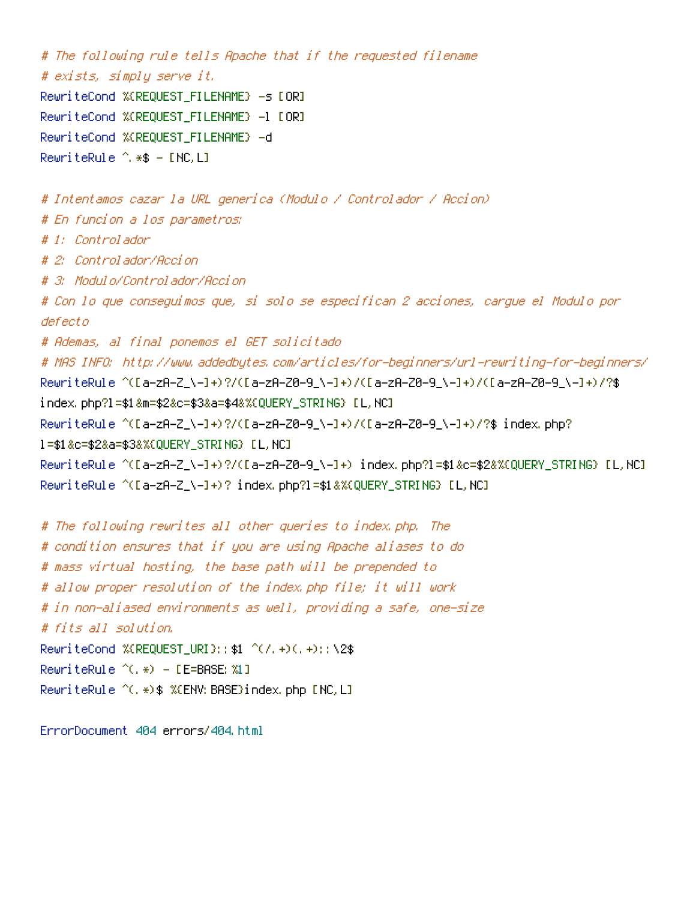```
# The following rule tells Apache that if the requested filename
# exists, simply serve it.
RewriteCond %{REQUEST_FILENAME} -s [OR]
RewriteCond %{REQUEST_FILENAME} -l [OR]
RewriteCond %{REQUEST_FILENAME} -d
RewriteRule ^.*$ - [NC,L]

# Intentamos cazar la URL generica (Modulo / Controlador / Accion)
# En funcion a los parametros:
# 1: Controlador
# 2: Controlador/Accion
# 3: Modulo/Controlador/Accion
# Con lo que conseguimos que, si solo se especifican 2 acciones, cargue el Modulo por
defecto
# Ademas, al final ponemos el GET solicitado
# MAS INFO: http://www.addedbytes.com/articles/for-beginners/url-rewriting-for-beginners/
RewriteRule ^([a-zA-Z_\-]+)?/([a-zA-Z0-9_\-]+)/([a-zA-Z0-9_\-]+)/([a-zA-Z0-9_\-]+)/?$
index.php?l=$1&m=$2&c=$3&a=$4&%{QUERY_STRING} [L,NC]
RewriteRule ^([a-zA-Z_\-]+)?/([a-zA-Z0-9_\-]+)/([a-zA-Z0-9_\-]+)/?$ index.php?
l=$1&c=$2&a=$3&%{QUERY_STRING} [L,NC]
RewriteRule ^([a-zA-Z_\-]+)?/([a-zA-Z0-9_\-]+) index.php?l=$1&c=$2&%{QUERY_STRING} [L,NC]
RewriteRule ^([a-zA-Z_\-]+)? index.php?l=$1&%{QUERY_STRING} [L,NC]

# The following rewrites all other queries to index.php. The
# condition ensures that if you are using Apache aliases to do
# mass virtual hosting, the base path will be prepended to
# allow proper resolution of the index.php file; it will work
# in non-aliased environments as well, providing a safe, one-size
# fits all solution.
RewriteCond %{REQUEST_URI}::$1 ^(/.+)(.+)::\2$
RewriteRule ^(.*) - [E=BASE:%1]
RewriteRule ^(.*)$ %{ENV:BASE}index.php [NC,L]

ErrorDocument 404 errors/404.html
```